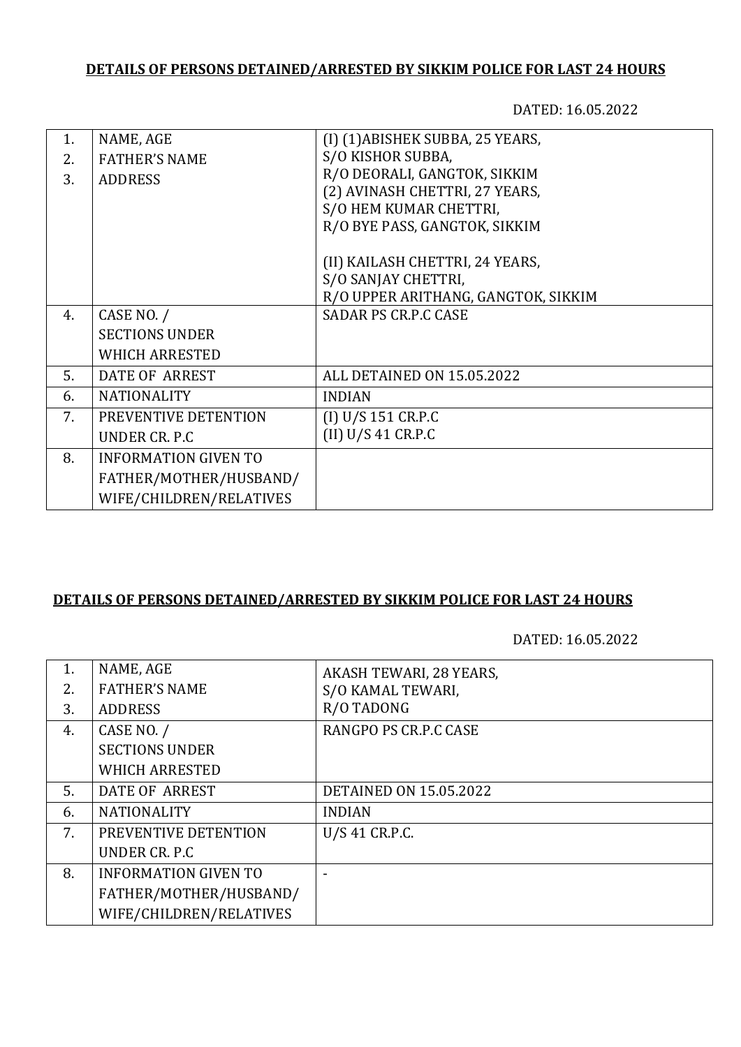## DETAILS OF PERSONS DETAINED/ARRESTED BY SIKKIM POLICE FOR LAST 24 HOURS

DATED: 16.05.2022

| | | |
|---|---|---|
| 1.<br>2.<br>3. | NAME, AGE<br>FATHER'S NAME<br>ADDRESS | (I) (1)ABISHEK SUBBA, 25 YEARS,<br>S/O KISHOR SUBBA,<br>R/O DEORALI, GANGTOK, SIKKIM<br>(2) AVINASH CHETTRI, 27 YEARS,<br>S/O HEM KUMAR CHETTRI,<br>R/O BYE PASS, GANGTOK, SIKKIM<br><br>(II) KAILASH CHETTRI, 24 YEARS,<br>S/O SANJAY CHETTRI,<br>R/O UPPER ARITHANG, GANGTOK, SIKKIM |
| 4. | CASE NO. /<br>SECTIONS UNDER<br>WHICH ARRESTED | SADAR PS CR.P.C CASE |
| 5. | DATE OF ARREST | ALL DETAINED ON 15.05.2022 |
| 6. | NATIONALITY | INDIAN |
| 7. | PREVENTIVE DETENTION<br>UNDER CR. P.C | (I) U/S 151 CR.P.C<br>(II) U/S 41 CR.P.C |
| 8. | INFORMATION GIVEN TO<br>FATHER/MOTHER/HUSBAND/<br>WIFE/CHILDREN/RELATIVES | |

## DETAILS OF PERSONS DETAINED/ARRESTED BY SIKKIM POLICE FOR LAST 24 HOURS

DATED: 16.05.2022

| | | |
|---|---|---|
| 1.<br>2.<br>3. | NAME, AGE<br>FATHER'S NAME<br>ADDRESS | AKASH TEWARI, 28 YEARS,<br>S/O KAMAL TEWARI,<br>R/O TADONG |
| 4. | CASE NO. /<br>SECTIONS UNDER<br>WHICH ARRESTED | RANGPO PS CR.P.C CASE |
| 5. | DATE OF ARREST | DETAINED ON 15.05.2022 |
| 6. | NATIONALITY | INDIAN |
| 7. | PREVENTIVE DETENTION<br>UNDER CR. P.C | U/S 41 CR.P.C. |
| 8. | INFORMATION GIVEN TO<br>FATHER/MOTHER/HUSBAND/<br>WIFE/CHILDREN/RELATIVES | - |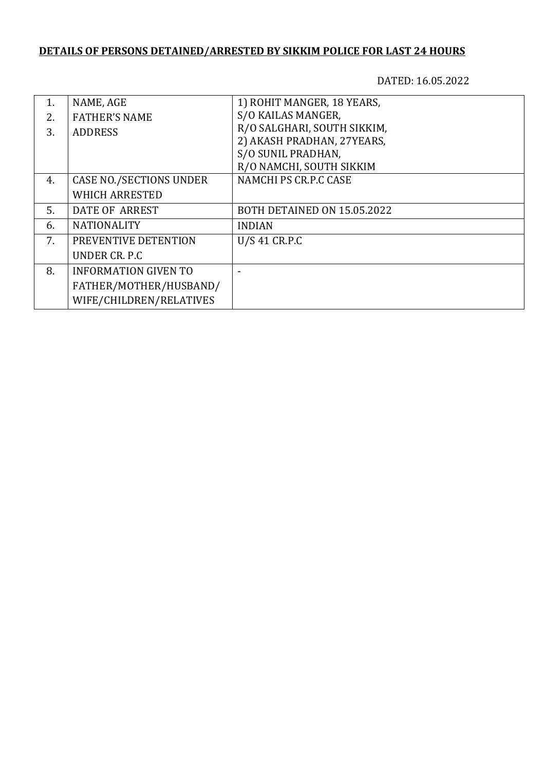**DETAILS OF PERSONS DETAINED/ARRESTED BY SIKKIM POLICE FOR LAST 24 HOURS**

DATED: 16.05.2022

| | | |
|---|---|---|
| 1.<br>2.<br>3. | NAME, AGE<br>FATHER'S NAME<br>ADDRESS | 1) ROHIT MANGER, 18 YEARS,<br>S/O KAILAS MANGER,<br>R/O SALGHARI, SOUTH SIKKIM,<br>2) AKASH PRADHAN, 27YEARS,<br>S/O SUNIL PRADHAN,<br>R/O NAMCHI, SOUTH SIKKIM |
| 4. | CASE NO./SECTIONS UNDER WHICH ARRESTED | NAMCHI PS CR.P.C CASE |
| 5. | DATE OF ARREST | BOTH DETAINED ON 15.05.2022 |
| 6. | NATIONALITY | INDIAN |
| 7. | PREVENTIVE DETENTION UNDER CR. P.C | U/S 41 CR.P.C |
| 8. | INFORMATION GIVEN TO FATHER/MOTHER/HUSBAND/ WIFE/CHILDREN/RELATIVES | - |